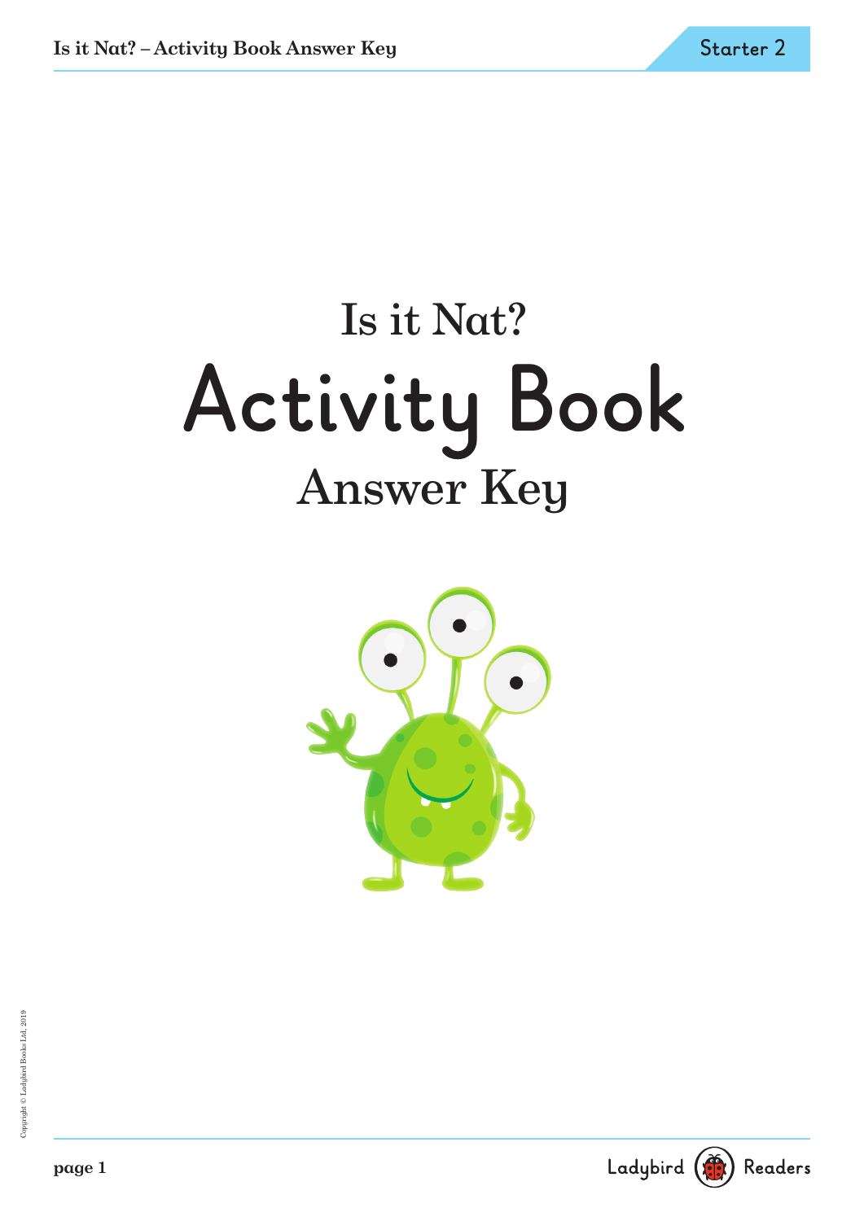# Is it Nat?

# Activity Book

## Answer Key

Copyright © Ladybird Books Ltd, 2019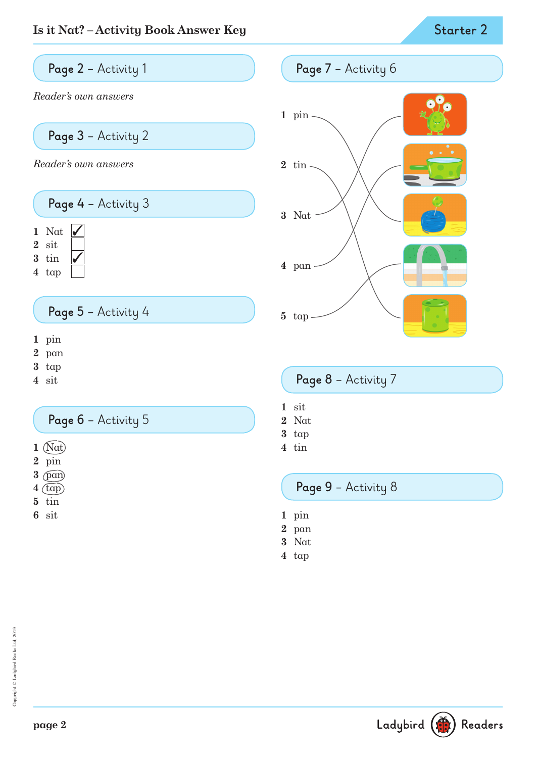# Is it Nat? – Activity Book Answer Key

Starter 2

## Page 2 – Activity 1

*Reader's own answers*

## Page 3 – Activity 2

*Reader's own answers*

## Page 4 – Activity 3

1 Nat ✓
2 sit ☐
3 tin ✓
4 tap ☐

## Page 5 – Activity 4

1 pin
2 pan
3 tap
4 sit

## Page 6 – Activity 5

1 (Nat)
2 pin
3 (pan)
4 (tap)
5 tin
6 sit

## Page 7 – Activity 6

1 pin
2 tin
3 Nat
4 pan
5 tap

## Page 8 – Activity 7

1 sit
2 Nat
3 tap
4 tin

## Page 9 – Activity 8

1 pin
2 pan
3 Nat
4 tap

Copyright © Ladybird Books Ltd, 2019

Ladybird Readers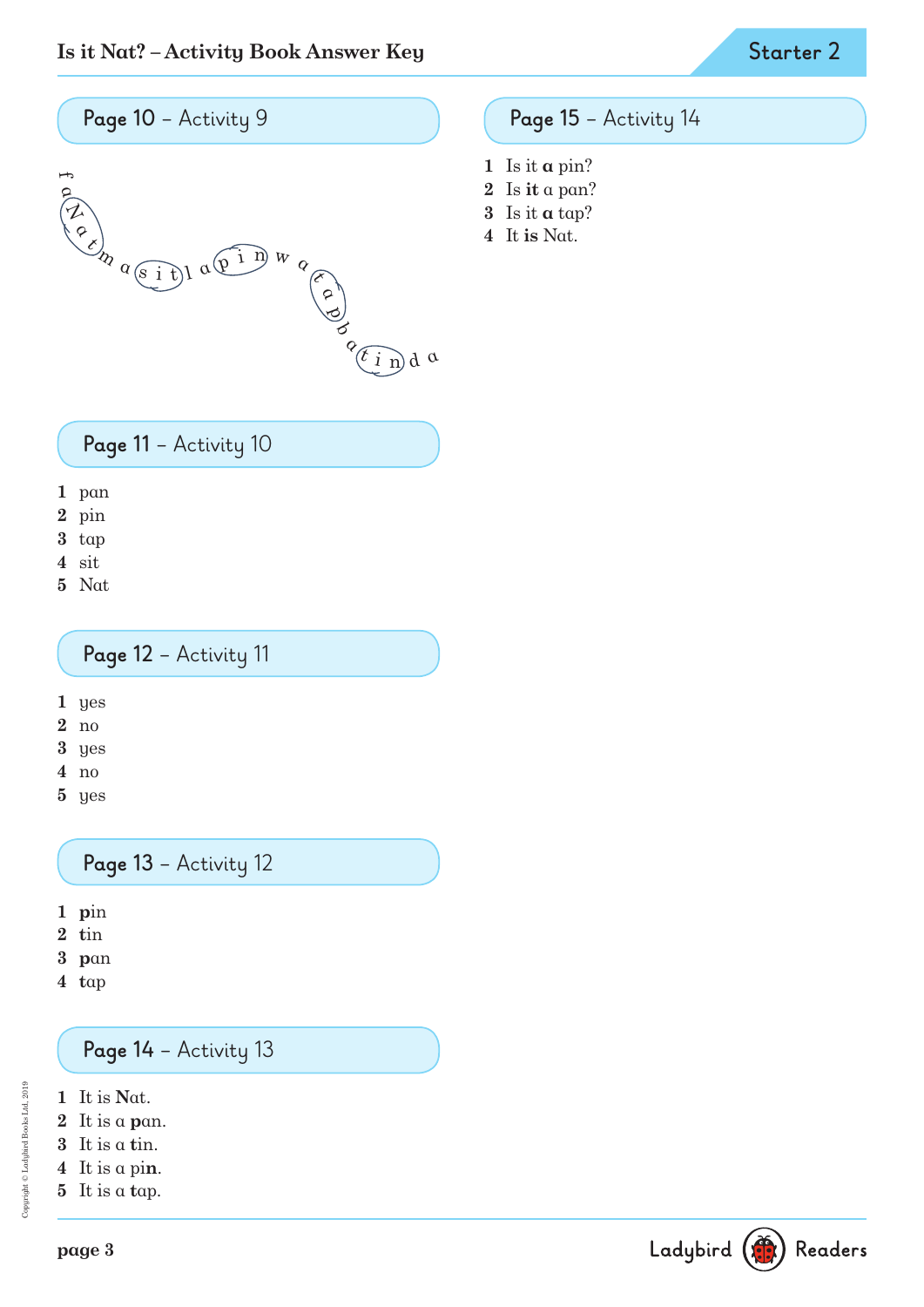## Page 10 – Activity 9

f a (N a t) m a (s i t) l a (p i n) w a (t a p) b a (t i n) d a

## Page 11 – Activity 10

1. pan
2. pin
3. tap
4. sit
5. Nat

## Page 12 – Activity 11

1. yes
2. no
3. yes
4. no
5. yes

## Page 13 – Activity 12

1. **p**in
2. **t**in
3. **p**an
4. **t**ap

## Page 14 – Activity 13

1. It is **N**at.
2. It is a **p**an.
3. It is a **t**in.
4. It is a pi**n**.
5. It is a **t**ap.

## Page 15 – Activity 14

1. Is it **a** pin?
2. Is **it** a pan?
3. Is it **a** tap?
4. It **is** Nat.

Copyright © Ladybird Books Ltd, 2019